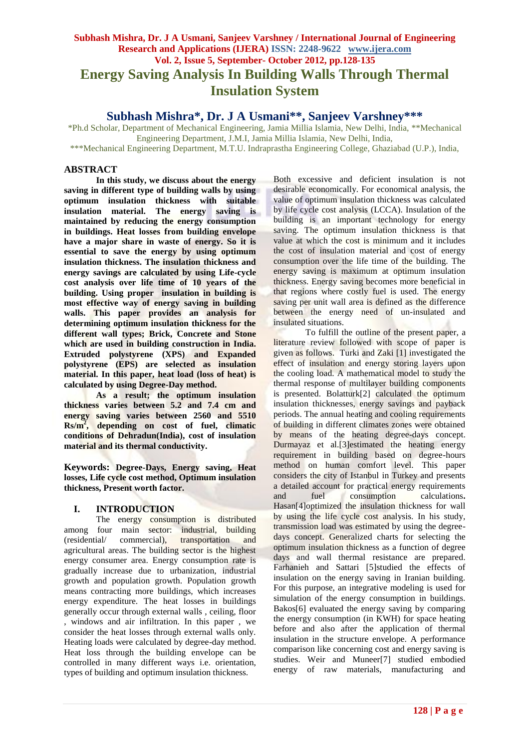# Energy Saving Analysis In Building Walls Through Thermal Insulation System

## Subhash Mishra*, Dr. J A Usmani**, Sanjeev Varshney***

*Ph.d Scholar, Department of Mechanical Engineering, Jamia Millia Islamia, New Delhi, India, **Mechanical Engineering Department, J.M.I, Jamia Millia Islamia, New Delhi, India,
***Mechanical Engineering Department, M.T.U. Indraprastha Engineering College, Ghaziabad (U.P.), India,

## ABSTRACT

**In this study, we discuss about the energy saving in different type of building walls by using optimum insulation thickness with suitable insulation material. The energy saving is maintained by reducing the energy consumption in buildings. Heat losses from building envelope have a major share in waste of energy. So it is essential to save the energy by using optimum insulation thickness. The insulation thickness and energy savings are calculated by using Life-cycle cost analysis over life time of 10 years of the building. Using proper insulation in building is most effective way of energy saving in building walls. This paper provides an analysis for determining optimum insulation thickness for the different wall types; Brick, Concrete and Stone which are used in building construction in India. Extruded polystyrene (XPS) and Expanded polystyrene (EPS) are selected as insulation material. In this paper, heat load (loss of heat) is calculated by using Degree-Day method.**

**As a result; the optimum insulation thickness varies between 5.2 and 7.4 cm and energy saving varies between 2560 and 5510 Rs/m$^2$, depending on cost of fuel, climatic conditions of Dehradun(India), cost of insulation material and its thermal conductivity.**

**Keywords: Degree-Days, Energy saving, Heat losses, Life cycle cost method, Optimum insulation thickness, Present worth factor.**

## I. INTRODUCTION

The energy consumption is distributed among four main sector: industrial, building (residential/ commercial), transportation and agricultural areas. The building sector is the highest energy consumer area. Energy consumption rate is gradually increase due to urbanization, industrial growth and population growth. Population growth means contracting more buildings, which increases energy expenditure. The heat losses in buildings generally occur through external walls , ceiling, floor , windows and air infiltration. In this paper , we consider the heat losses through external walls only. Heating loads were calculated by degree-day method. Heat loss through the building envelope can be controlled in many different ways i.e. orientation, types of building and optimum insulation thickness. Both excessive and deficient insulation is not desirable economically. For economical analysis, the value of optimum insulation thickness was calculated by life cycle cost analysis (LCCA). Insulation of the building is an important technology for energy saving. The optimum insulation thickness is that value at which the cost is minimum and it includes the cost of insulation material and cost of energy consumption over the life time of the building. The energy saving is maximum at optimum insulation thickness. Energy saving becomes more beneficial in that regions where costly fuel is used. The energy saving per unit wall area is defined as the difference between the energy need of un-insulated and insulated situations.

To fulfill the outline of the present paper, a literature review followed with scope of paper is given as follows. Turki and Zaki [1] investigated the effect of insulation and energy storing layers upon the cooling load. A mathematical model to study the thermal response of multilayer building components is presented. Bolatturk[2] calculated the optimum insulation thicknesses, energy savings and payback periods. The annual heating and cooling requirements of building in different climates zones were obtained by means of the heating degree-days concept. Durmayaz et al.[3]estimated the heating energy requirement in building based on degree-hours method on human comfort level. This paper considers the city of Istanbul in Turkey and presents a detailed account for practical energy requirements and fuel consumption calculations**.** Hasan[4]optimized the insulation thickness for wall by using the life cycle cost analysis. In his study, transmission load was estimated by using the degree-days concept. Generalized charts for selecting the optimum insulation thickness as a function of degree days and wall thermal resistance are prepared. Farhanieh and Sattari [5]studied the effects of insulation on the energy saving in Iranian building. For this purpose, an integrative modeling is used for simulation of the energy consumption in buildings. Bakos[6] evaluated the energy saving by comparing the energy consumption (in KWH) for space heating before and also after the application of thermal insulation in the structure envelope. A performance comparison like concerning cost and energy saving is studies. Weir and Muneer[7] studied embodied energy of raw materials, manufacturing and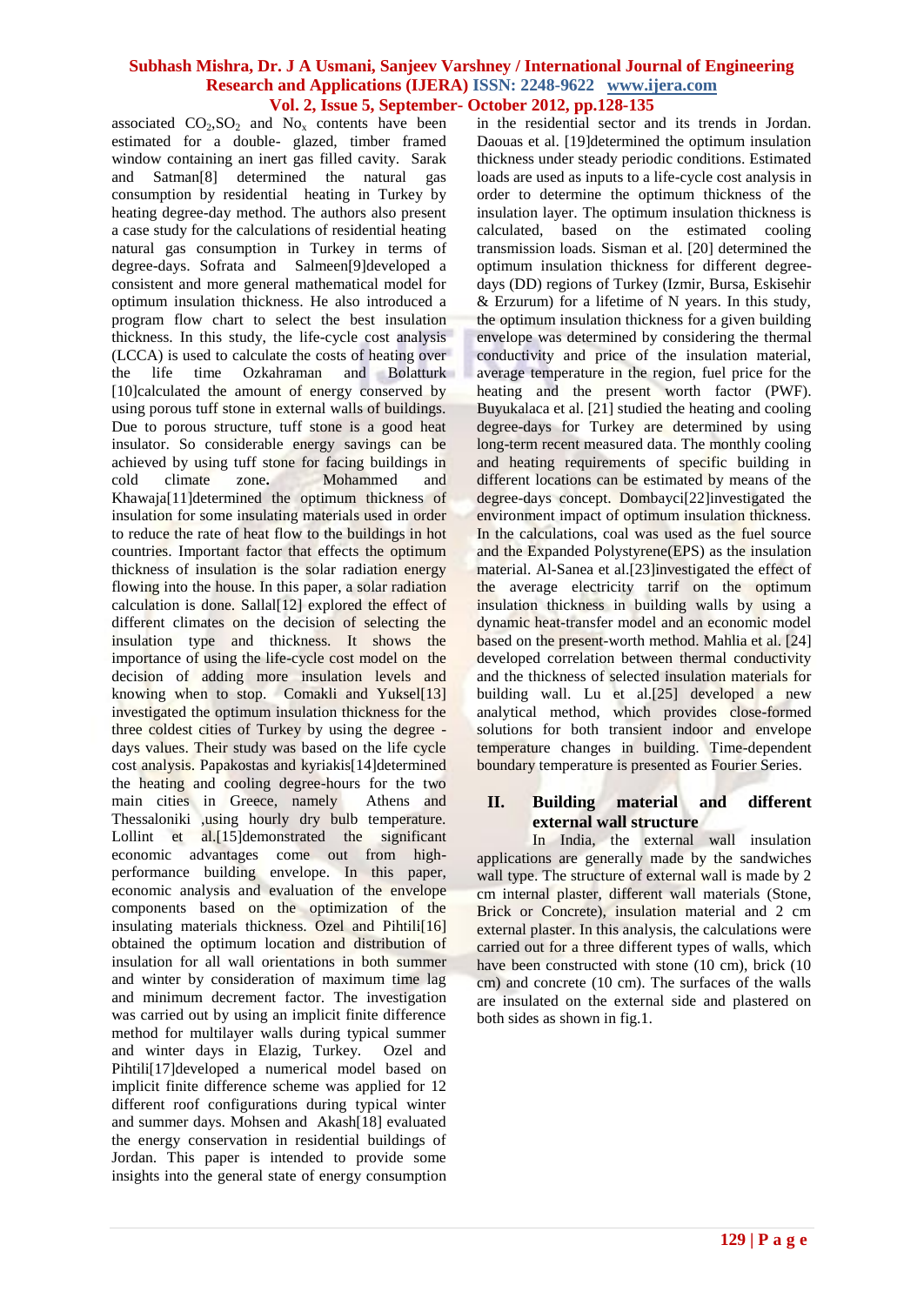associated $CO_2$,$SO_2$ and $No_x$ contents have been estimated for a double- glazed, timber framed window containing an inert gas filled cavity. Sarak and Satman[8] determined the natural gas consumption by residential heating in Turkey by heating degree-day method. The authors also present a case study for the calculations of residential heating natural gas consumption in Turkey in terms of degree-days. Sofrata and Salmeen[9]developed a consistent and more general mathematical model for optimum insulation thickness. He also introduced a program flow chart to select the best insulation thickness. In this study, the life-cycle cost analysis (LCCA) is used to calculate the costs of heating over the life time Ozkahraman and Bolatturk [10]calculated the amount of energy conserved by using porous tuff stone in external walls of buildings. Due to porous structure, tuff stone is a good heat insulator. So considerable energy savings can be achieved by using tuff stone for facing buildings in cold climate zone**.** Mohammed and Khawaja[11]determined the optimum thickness of insulation for some insulating materials used in order to reduce the rate of heat flow to the buildings in hot countries. Important factor that effects the optimum thickness of insulation is the solar radiation energy flowing into the house. In this paper, a solar radiation calculation is done. Sallal[12] explored the effect of different climates on the decision of selecting the insulation type and thickness. It shows the importance of using the life-cycle cost model on the decision of adding more insulation levels and knowing when to stop. Comakli and Yuksel[13] investigated the optimum insulation thickness for the three coldest cities of Turkey by using the degree - days values. Their study was based on the life cycle cost analysis. Papakostas and kyriakis[14]determined the heating and cooling degree-hours for the two main cities in Greece, namely Athens and Thessaloniki ,using hourly dry bulb temperature. Lollint et al.[15]demonstrated the significant economic advantages come out from high-performance building envelope. In this paper, economic analysis and evaluation of the envelope components based on the optimization of the insulating materials thickness. Ozel and Pihtili[16] obtained the optimum location and distribution of insulation for all wall orientations in both summer and winter by consideration of maximum time lag and minimum decrement factor. The investigation was carried out by using an implicit finite difference method for multilayer walls during typical summer and winter days in Elazig, Turkey. Ozel and Pihtili[17]developed a numerical model based on implicit finite difference scheme was applied for 12 different roof configurations during typical winter and summer days. Mohsen and Akash[18] evaluated the energy conservation in residential buildings of Jordan. This paper is intended to provide some insights into the general state of energy consumption in the residential sector and its trends in Jordan. Daouas et al. [19]determined the optimum insulation thickness under steady periodic conditions. Estimated loads are used as inputs to a life-cycle cost analysis in order to determine the optimum thickness of the insulation layer. The optimum insulation thickness is calculated, based on the estimated cooling transmission loads. Sisman et al. [20] determined the optimum insulation thickness for different degree-days (DD) regions of Turkey (Izmir, Bursa, Eskisehir & Erzurum) for a lifetime of N years. In this study, the optimum insulation thickness for a given building envelope was determined by considering the thermal conductivity and price of the insulation material, average temperature in the region, fuel price for the heating and the present worth factor (PWF). Buyukalaca et al. [21] studied the heating and cooling degree-days for Turkey are determined by using long-term recent measured data. The monthly cooling and heating requirements of specific building in different locations can be estimated by means of the degree-days concept. Dombayci[22]investigated the environment impact of optimum insulation thickness. In the calculations, coal was used as the fuel source and the Expanded Polystyrene(EPS) as the insulation material. Al-Sanea et al.[23]investigated the effect of the average electricity tarrif on the optimum insulation thickness in building walls by using a dynamic heat-transfer model and an economic model based on the present-worth method. Mahlia et al. [24] developed correlation between thermal conductivity and the thickness of selected insulation materials for building wall. Lu et al.[25] developed a new analytical method, which provides close-formed solutions for both transient indoor and envelope temperature changes in building. Time-dependent boundary temperature is presented as Fourier Series.

## II. Building material and different external wall structure

In India, the external wall insulation applications are generally made by the sandwiches wall type. The structure of external wall is made by 2 cm internal plaster, different wall materials (Stone, Brick or Concrete), insulation material and 2 cm external plaster. In this analysis, the calculations were carried out for a three different types of walls, which have been constructed with stone (10 cm), brick (10 cm) and concrete (10 cm). The surfaces of the walls are insulated on the external side and plastered on both sides as shown in fig.1.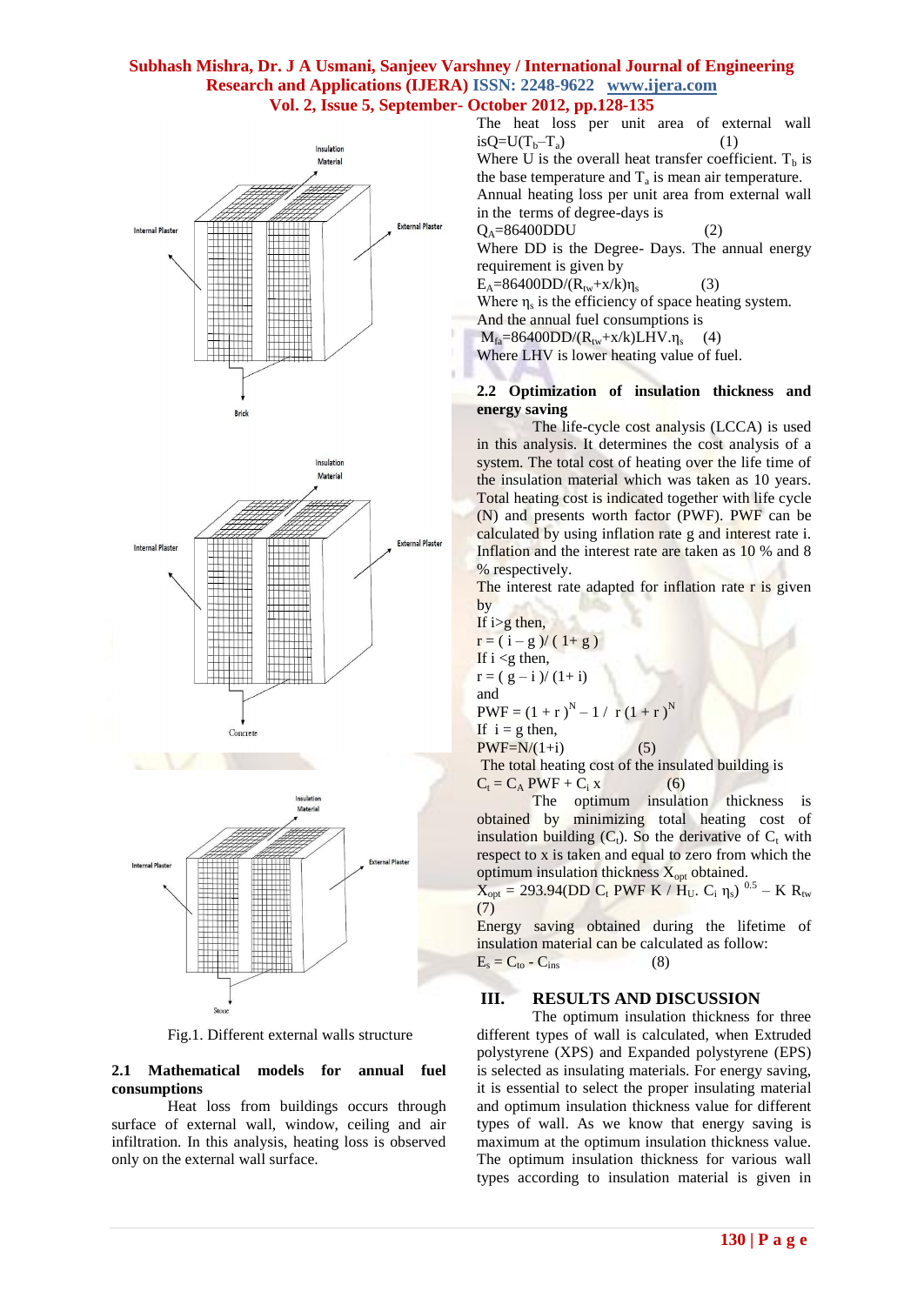Fig.1. Different external walls structure

### 2.1 Mathematical models for annual fuel consumptions

Heat loss from buildings occurs through surface of external wall, window, ceiling and air infiltration. In this analysis, heating loss is observed only on the external wall surface.

The heat loss per unit area of external wall is $Q=U(T_b–T_a)$ (1)

Where U is the overall heat transfer coefficient. $T_b$ is the base temperature and $T_a$ is mean air temperature.

Annual heating loss per unit area from external wall in the terms of degree-days is

$Q_A=86400DDU$ (2)

Where DD is the Degree- Days. The annual energy requirement is given by

$E_A=86400DD/(R_{tw}+x/k)\eta_s$ (3)

Where $\eta_s$ is the efficiency of space heating system.

And the annual fuel consumptions is

$M_{fa}=86400DD/(R_{tw}+x/k)LHV.\eta_s$ (4)

Where LHV is lower heating value of fuel.

### 2.2 Optimization of insulation thickness and energy saving

The life-cycle cost analysis (LCCA) is used in this analysis. It determines the cost analysis of a system. The total cost of heating over the life time of the insulation material which was taken as 10 years. Total heating cost is indicated together with life cycle (N) and presents worth factor (PWF). PWF can be calculated by using inflation rate g and interest rate i. Inflation and the interest rate are taken as 10 % and 8 % respectively.

The interest rate adapted for inflation rate r is given by

If i>g then,

$r = ( i – g )/ ( 1+ g )$

If i <g then,

$r = ( g – i )/ (1+ i)$

and

$PWF = (1 + r )^N – 1 / r (1 + r )^N$

If i = g then,

$PWF=N/(1+i)$ (5)

The total heating cost of the insulated building is

$C_t = C_A PWF + C_i x$ (6)

The optimum insulation thickness is obtained by minimizing total heating cost of insulation building ($C_t$). So the derivative of $C_t$ with respect to x is taken and equal to zero from which the optimum insulation thickness $X_{opt}$ obtained.

$X_{opt} = 293.94(DD C_t PWF K / H_U. C_i \eta_s)^{0.5} – K R_{tw}$ (7)

Energy saving obtained during the lifetime of insulation material can be calculated as follow:

$E_s = C_{to} - C_{ins}$ (8)

## III. RESULTS AND DISCUSSION

The optimum insulation thickness for three different types of wall is calculated, when Extruded polystyrene (XPS) and Expanded polystyrene (EPS) is selected as insulating materials. For energy saving, it is essential to select the proper insulating material and optimum insulation thickness value for different types of wall. As we know that energy saving is maximum at the optimum insulation thickness value. The optimum insulation thickness for various wall types according to insulation material is given in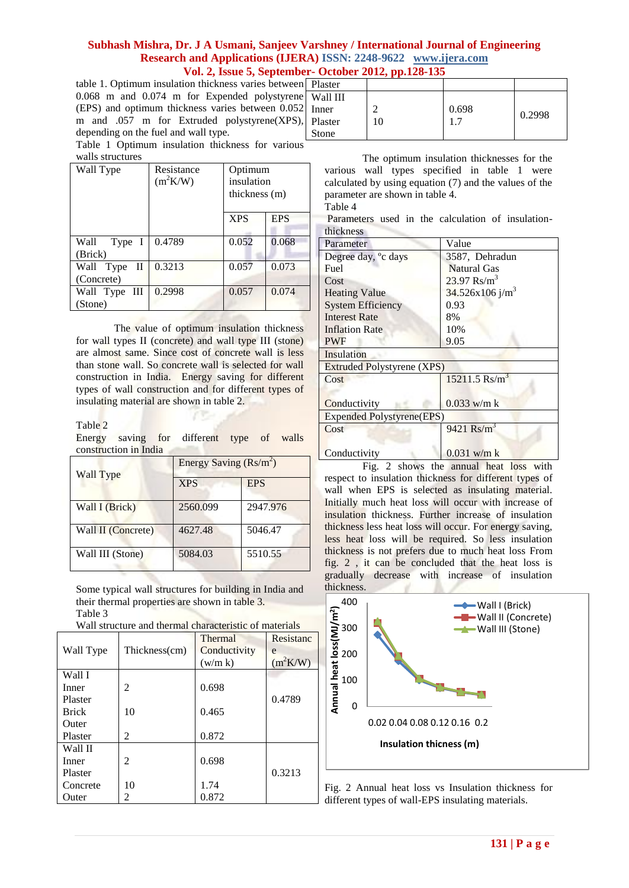table 1. Optimum insulation thickness varies between 0.068 m and 0.074 m for Expended polystyrene (EPS) and optimum thickness varies between 0.052 m and .057 m for Extruded polystyrene(XPS), depending on the fuel and wall type.

Table 1 Optimum insulation thickness for various walls structures

| Wall Type | Resistance ($m^2K/W$) | Optimum insulation thickness (m) | |
|---|---|---|---|
| | | XPS | EPS |
| Wall Type I (Brick) | 0.4789 | 0.052 | 0.068 |
| Wall Type II (Concrete) | 0.3213 | 0.057 | 0.073 |
| Wall Type III (Stone) | 0.2998 | 0.057 | 0.074 |

The value of optimum insulation thickness for wall types II (concrete) and wall type III (stone) are almost same. Since cost of concrete wall is less than stone wall. So concrete wall is selected for wall construction in India. Energy saving for different types of wall construction and for different types of insulating material are shown in table 2.

Table 2

Energy saving for different type of walls construction in India

| Wall Type | Energy Saving (Rs/$m^2$) | |
|---|---|---|
| | XPS | EPS |
| Wall I (Brick) | 2560.099 | 2947.976 |
| Wall II (Concrete) | 4627.48 | 5046.47 |
| Wall III (Stone) | 5084.03 | 5510.55 |

Some typical wall structures for building in India and their thermal properties are shown in table 3.

Table 3

Wall structure and thermal characteristic of materials

| Wall Type | Thickness(cm) | Thermal Conductivity (w/m k) | Resistance ($m^2K/W$) |
|---|---|---|---|
| Wall I | | | |
| Inner Plaster | 2 | 0.698 | 0.4789 |
| Brick | 10 | 0.465 | |
| Outer Plaster | 2 | 0.872 | |
| Wall II | | | |
| Inner Plaster | 2 | 0.698 | 0.3213 |
| Concrete | 10 | 1.74 | |
| Outer Plaster | 2 | 0.872 | |
| Wall III | | | |
| Inner Plaster | 2 | 0.698 | 0.2998 |
| Stone | 10 | 1.7 | |

The optimum insulation thicknesses for the various wall types specified in table 1 were calculated by using equation (7) and the values of the parameter are shown in table 4.

Table 4

Parameters used in the calculation of insulation-thickness

| Parameter | Value |
|---|---|
| Degree day, °c days | 3587, Dehradun |
| Fuel | Natural Gas |
| Cost | 23.97 Rs/$m^3$ |
| Heating Value | 34.526x106 j/$m^3$ |
| System Efficiency | 0.93 |
| Interest Rate | 8% |
| Inflation Rate | 10% |
| PWF | 9.05 |
| Insulation | |
| Extruded Polystyrene (XPS) | |
| Cost | 15211.5 Rs/$m^3$ |
| Conductivity | 0.033 w/m k |
| Expended Polystyrene(EPS) | |
| Cost | 9421 Rs/$m^3$ |
| Conductivity | 0.031 w/m k |

Fig. 2 shows the annual heat loss with respect to insulation thickness for different types of wall when EPS is selected as insulating material. Initially much heat loss will occur with increase of insulation thickness. Further increase of insulation thickness less heat loss will occur. For energy saving, less heat loss will be required. So less insulation thickness is not prefers due to much heat loss From fig. 2 , it can be concluded that the heat loss is gradually decrease with increase of insulation thickness.

Fig. 2 Annual heat loss vs Insulation thickness for different types of wall-EPS insulating materials.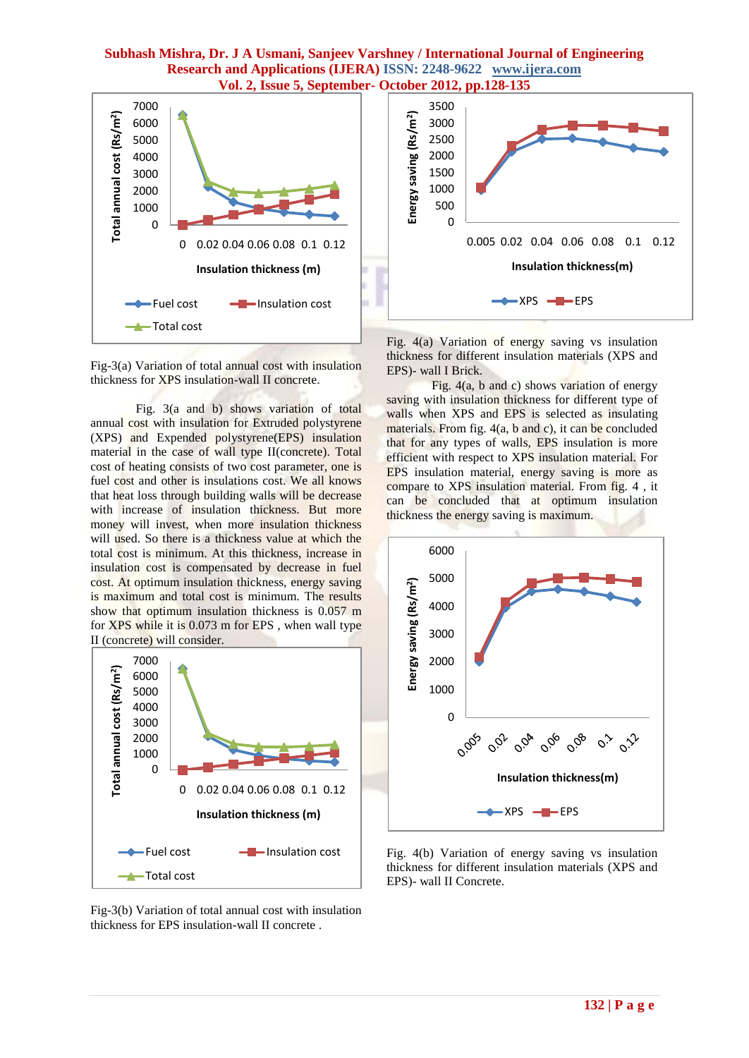Fig-3(a) Variation of total annual cost with insulation thickness for XPS insulation-wall II concrete.

Fig. 3(a and b) shows variation of total annual cost with insulation for Extruded polystyrene (XPS) and Expended polystyrene(EPS) insulation material in the case of wall type II(concrete). Total cost of heating consists of two cost parameter, one is fuel cost and other is insulations cost. We all knows that heat loss through building walls will be decrease with increase of insulation thickness. But more money will invest, when more insulation thickness will used. So there is a thickness value at which the total cost is minimum. At this thickness, increase in insulation cost is compensated by decrease in fuel cost. At optimum insulation thickness, energy saving is maximum and total cost is minimum. The results show that optimum insulation thickness is 0.057 m for XPS while it is 0.073 m for EPS , when wall type II (concrete) will consider.

Fig-3(b) Variation of total annual cost with insulation thickness for EPS insulation-wall II concrete .

Fig. 4(a) Variation of energy saving vs insulation thickness for different insulation materials (XPS and EPS)- wall I Brick.

Fig. 4(a, b and c) shows variation of energy saving with insulation thickness for different type of walls when XPS and EPS is selected as insulating materials. From fig. 4(a, b and c), it can be concluded that for any types of walls, EPS insulation is more efficient with respect to XPS insulation material. For EPS insulation material, energy saving is more as compare to XPS insulation material. From fig. 4 , it can be concluded that at optimum insulation thickness the energy saving is maximum.

Fig. 4(b) Variation of energy saving vs insulation thickness for different insulation materials (XPS and EPS)- wall II Concrete.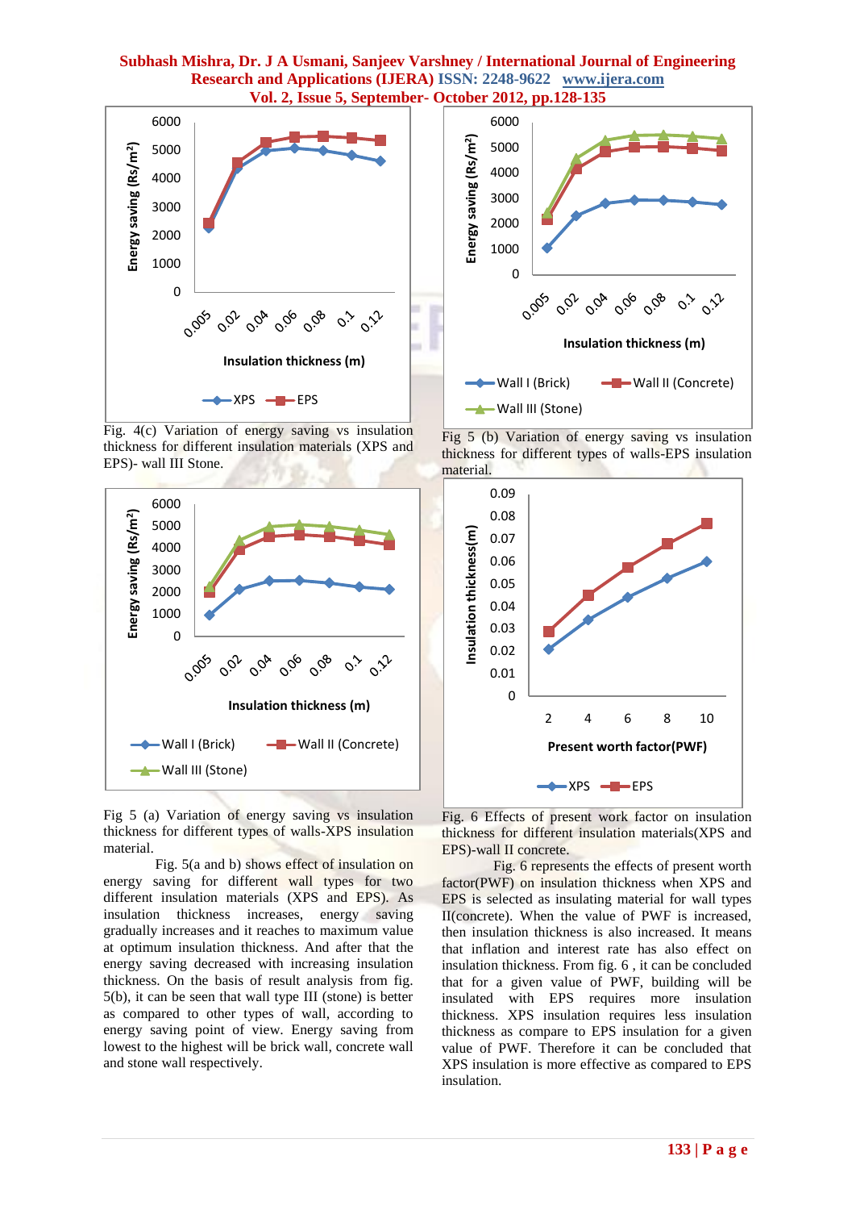Fig. 4(c) Variation of energy saving vs insulation thickness for different insulation materials (XPS and EPS)- wall III Stone.

Fig 5 (a) Variation of energy saving vs insulation thickness for different types of walls-XPS insulation material.

Fig. 5(a and b) shows effect of insulation on energy saving for different wall types for two different insulation materials (XPS and EPS). As insulation thickness increases, energy saving gradually increases and it reaches to maximum value at optimum insulation thickness. And after that the energy saving decreased with increasing insulation thickness. On the basis of result analysis from fig. 5(b), it can be seen that wall type III (stone) is better as compared to other types of wall, according to energy saving point of view. Energy saving from lowest to the highest will be brick wall, concrete wall and stone wall respectively.

Fig 5 (b) Variation of energy saving vs insulation thickness for different types of walls-EPS insulation material.

Fig. 6 Effects of present work factor on insulation thickness for different insulation materials(XPS and EPS)-wall II concrete.

Fig. 6 represents the effects of present worth factor(PWF) on insulation thickness when XPS and EPS is selected as insulating material for wall types II(concrete). When the value of PWF is increased, then insulation thickness is also increased. It means that inflation and interest rate has also effect on insulation thickness. From fig. 6 , it can be concluded that for a given value of PWF, building will be insulated with EPS requires more insulation thickness. XPS insulation requires less insulation thickness as compare to EPS insulation for a given value of PWF. Therefore it can be concluded that XPS insulation is more effective as compared to EPS insulation.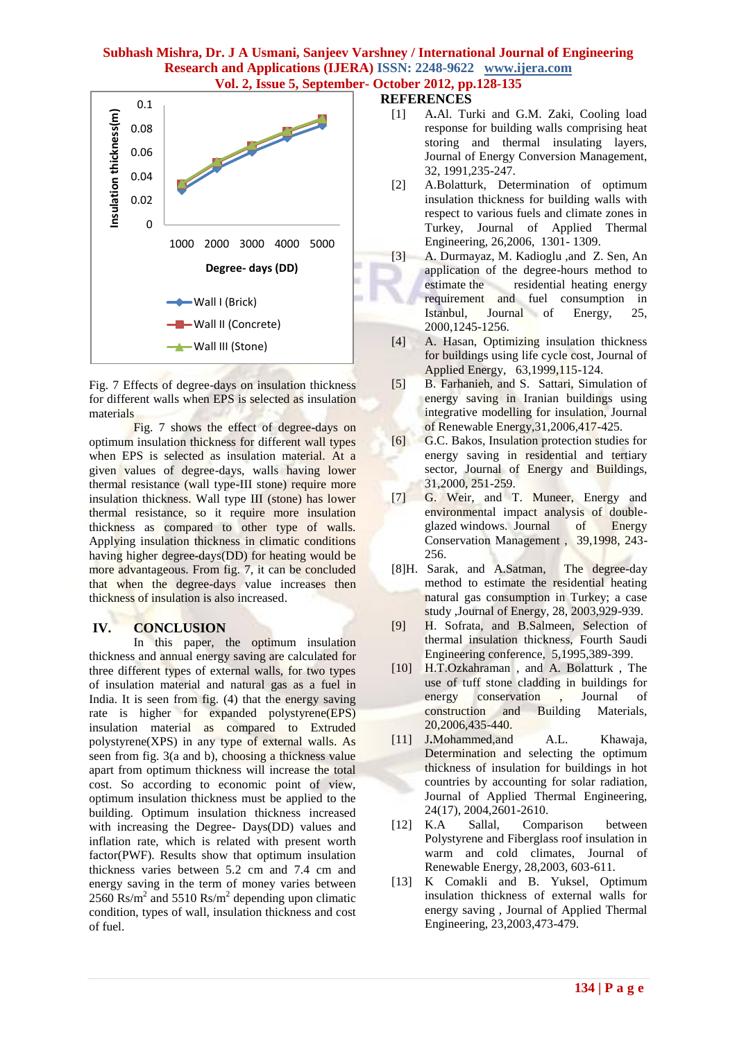Fig. 7 Effects of degree-days on insulation thickness for different walls when EPS is selected as insulation materials

Fig. 7 shows the effect of degree-days on optimum insulation thickness for different wall types when EPS is selected as insulation material. At a given values of degree-days, walls having lower thermal resistance (wall type-III stone) require more insulation thickness. Wall type III (stone) has lower thermal resistance, so it require more insulation thickness as compared to other type of walls. Applying insulation thickness in climatic conditions having higher degree-days(DD) for heating would be more advantageous. From fig. 7, it can be concluded that when the degree-days value increases then thickness of insulation is also increased.

## IV. CONCLUSION

In this paper, the optimum insulation thickness and annual energy saving are calculated for three different types of external walls, for two types of insulation material and natural gas as a fuel in India. It is seen from fig. (4) that the energy saving rate is higher for expanded polystyrene(EPS) insulation material as compared to Extruded polystyrene(XPS) in any type of external walls. As seen from fig. 3(a and b), choosing a thickness value apart from optimum thickness will increase the total cost. So according to economic point of view, optimum insulation thickness must be applied to the building. Optimum insulation thickness increased with increasing the Degree- Days(DD) values and inflation rate, which is related with present worth factor(PWF). Results show that optimum insulation thickness varies between 5.2 cm and 7.4 cm and energy saving in the term of money varies between 2560 Rs/$m^2$ and 5510 Rs/$m^2$ depending upon climatic condition, types of wall, insulation thickness and cost of fuel.

## REFERENCES

[1] A.Al. Turki and G.M. Zaki, Cooling load response for building walls comprising heat storing and thermal insulating layers, Journal of Energy Conversion Management, 32, 1991,235-247.

[2] A.Bolatturk, Determination of optimum insulation thickness for building walls with respect to various fuels and climate zones in Turkey, Journal of Applied Thermal Engineering, 26,2006, 1301- 1309.

[3] A. Durmayaz, M. Kadioglu ,and Z. Sen, An application of the degree-hours method to estimate the residential heating energy requirement and fuel consumption in Istanbul, Journal of Energy, 25, 2000,1245-1256.

[4] A. Hasan, Optimizing insulation thickness for buildings using life cycle cost, Journal of Applied Energy, 63,1999,115-124.

[5] B. Farhanieh, and S. Sattari, Simulation of energy saving in Iranian buildings using integrative modelling for insulation, Journal of Renewable Energy,31,2006,417-425.

[6] G.C. Bakos, Insulation protection studies for energy saving in residential and tertiary sector, Journal of Energy and Buildings, 31,2000, 251-259.

[7] G. Weir, and T. Muneer, Energy and environmental impact analysis of double-glazed windows. Journal of Energy Conservation Management , 39,1998, 243-256.

[8]H. Sarak, and A.Satman, The degree-day method to estimate the residential heating natural gas consumption in Turkey; a case study ,Journal of Energy, 28, 2003,929-939.

[9] H. Sofrata, and B.Salmeen, Selection of thermal insulation thickness, Fourth Saudi Engineering conference, 5,1995,389-399.

[10] H.T.Ozkahraman , and A. Bolatturk , The use of tuff stone cladding in buildings for energy conservation , Journal of construction and Building Materials, 20,2006,435-440.

[11] J.Mohammed,and A.L. Khawaja, Determination and selecting the optimum thickness of insulation for buildings in hot countries by accounting for solar radiation, Journal of Applied Thermal Engineering, 24(17), 2004,2601-2610.

[12] K.A Sallal, Comparison between Polystyrene and Fiberglass roof insulation in warm and cold climates, Journal of Renewable Energy, 28,2003, 603-611.

[13] K Comakli and B. Yuksel, Optimum insulation thickness of external walls for energy saving , Journal of Applied Thermal Engineering, 23,2003,473-479.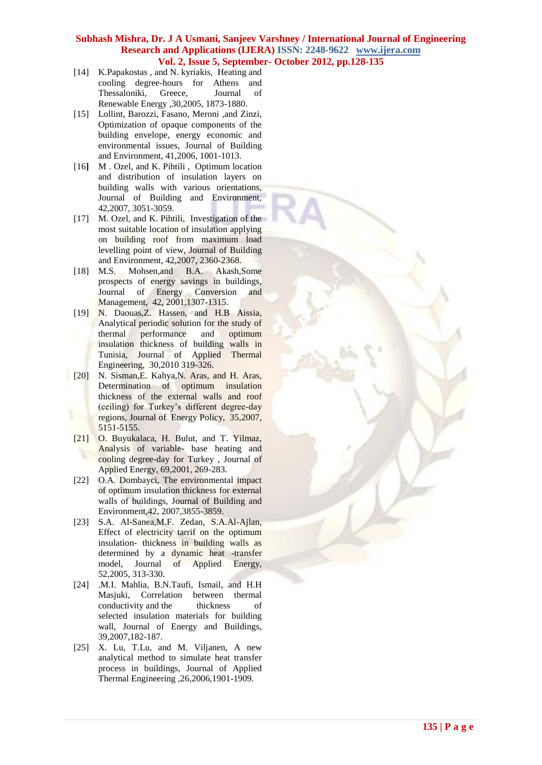[14] K.Papakostas , and N. kyriakis, Heating and cooling degree-hours for Athens and Thessaloniki, Greece, Journal of Renewable Energy ,30,2005, 1873-1880.

[15] Lollint, Barozzi, Fasano, Meroni ,and Zinzi, Optimization of opaque components of the building envelope, energy economic and environmental issues, Journal of Building and Environment, 41,2006, 1001-1013.

[16] M . Ozel, and K. Pihtili , Optimum location and distribution of insulation layers on building walls with various orientations, Journal of Building and Environment, 42,2007, 3051-3059.

[17] M. Ozel, and K. Pihtili, Investigation of the most suitable location of insulation applying on building roof from maximum load levelling point of view, Journal of Building and Environment, 42,2007, 2360-2368.

[18] M.S. Mohsen,and B.A. Akash,Some prospects of energy savings in buildings, Journal of Energy Conversion and Management, 42, 2001,1307-1315.

[19] N. Daouas,Z. Hassen, and H.B Aissia, Analytical periodic solution for the study of thermal performance and optimum insulation thickness of building walls in Tunisia, Journal of Applied Thermal Engineering, 30,2010 319-326.

[20] N. Sisman,E. Kahya,N. Aras, and H. Aras, Determination of optimum insulation thickness of the external walls and roof (ceiling) for Turkey's different degree-day regions, Journal of Energy Policy, 35,2007, 5151-5155.

[21] O. Buyukalaca, H. Bulut, and T. Yilmaz, Analysis of variable- base heating and cooling degree-day for Turkey , Journal of Applied Energy, 69,2001, 269-283.

[22] O.A. Dombayci, The environmental impact of optimum insulation thickness for external walls of buildings, Journal of Building and Environment,42, 2007,3855-3859.

[23] S.A. Al-Sanea,M.F. Zedan, S.A.Al-Ajlan, Effect of electricity tarrif on the optimum insulation- thickness in building walls as determined by a dynamic heat -transfer model, Journal of Applied Energy, 52,2005, 313-330.

[24] .M.I. Mahlia, B.N.Taufi, Ismail, and H.H Masjuki, Correlation between thermal conductivity and the thickness of selected insulation materials for building wall, Journal of Energy and Buildings, 39,2007,182-187.

[25] X. Lu, T.Lu, and M. Viljanen, A new analytical method to simulate heat transfer process in buildings, Journal of Applied Thermal Engineering ,26,2006,1901-1909.